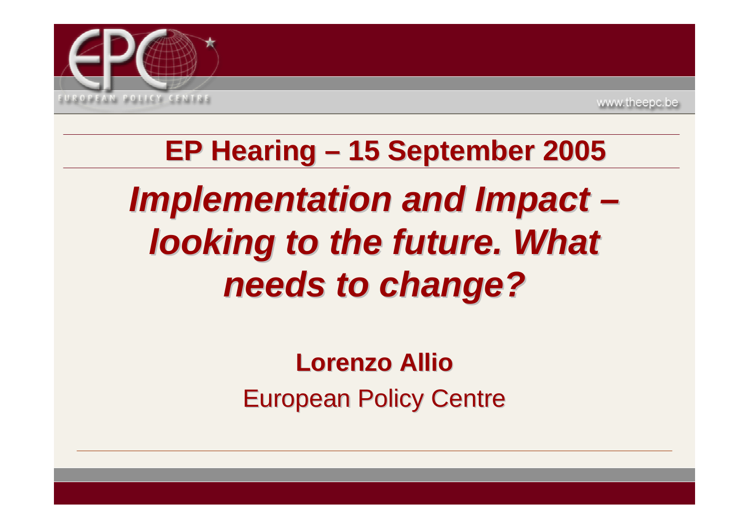## EP Hearing – 15 September 2005

# *Implementation and Impact – looking to the future. What needs to change?*

**Lorenzo Allio**

European Policy Centre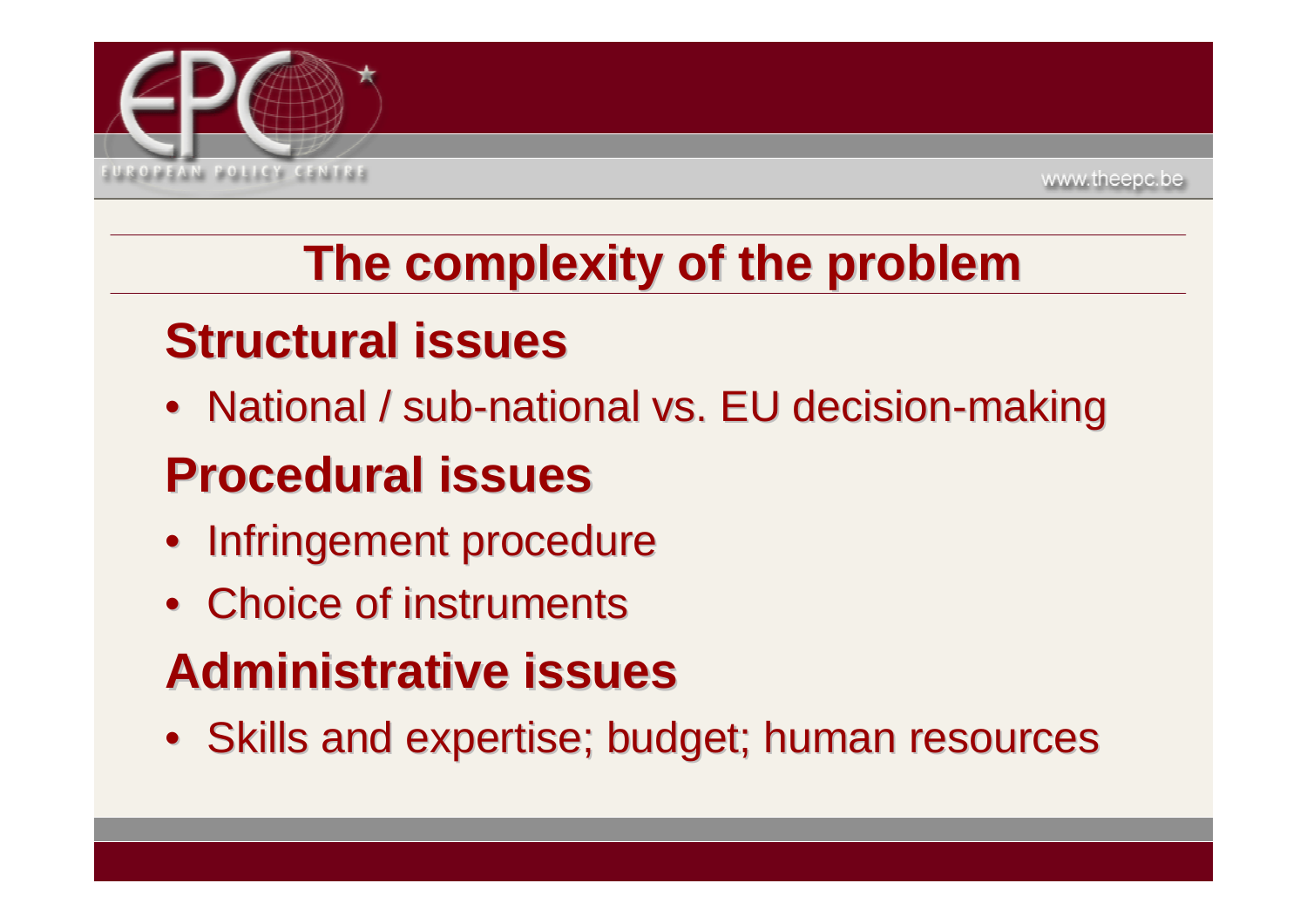# The complexity of the problem

## Structural issues

- National / sub-national vs. EU decision-making

## Procedural issues

- Infringement procedure
- Choice of instruments

## Administrative issues

- Skills and expertise; budget; human resources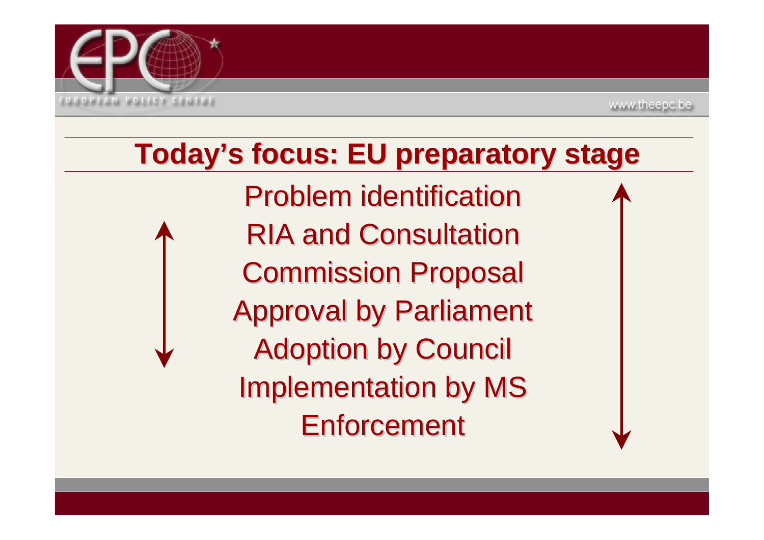## Today's focus: EU preparatory stage

Problem identification

RIA and Consultation

Commission Proposal

Approval by Parliament

Adoption by Council

Implementation by MS

Enforcement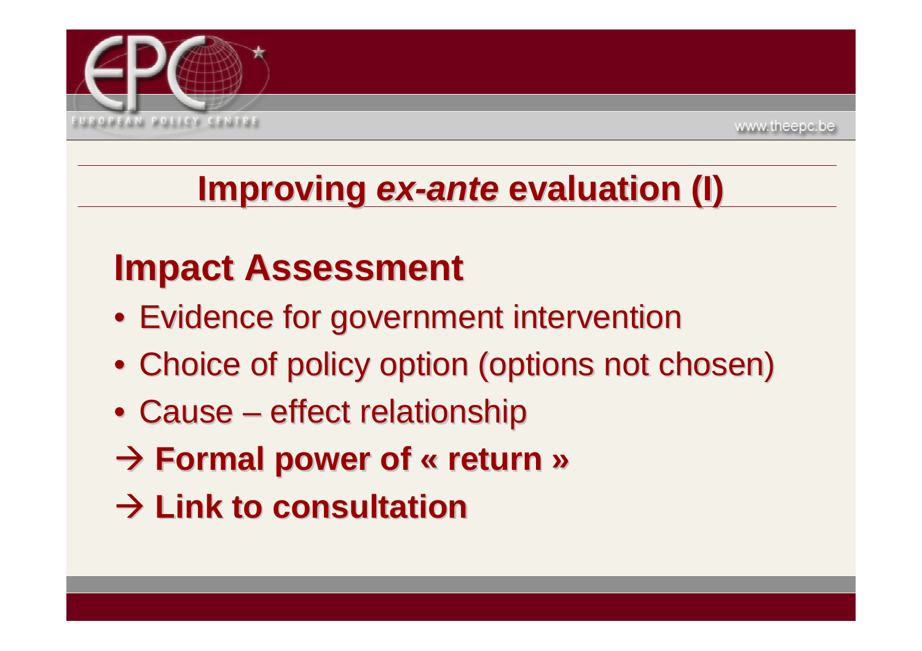# Improving *ex-ante* evaluation (I)

## Impact Assessment

- Evidence for government intervention
- Choice of policy option (options not chosen)
- Cause – effect relationship

→ **Formal power of « return »**

→ **Link to consultation**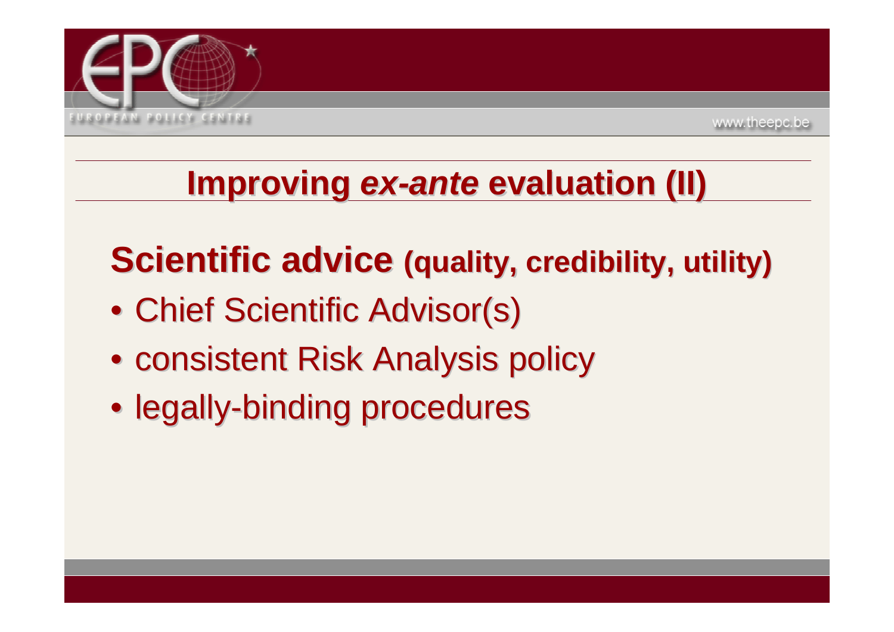# Improving *ex-ante* evaluation (II)

## Scientific advice (quality, credibility, utility)

- Chief Scientific Advisor(s)
- consistent Risk Analysis policy
- legally-binding procedures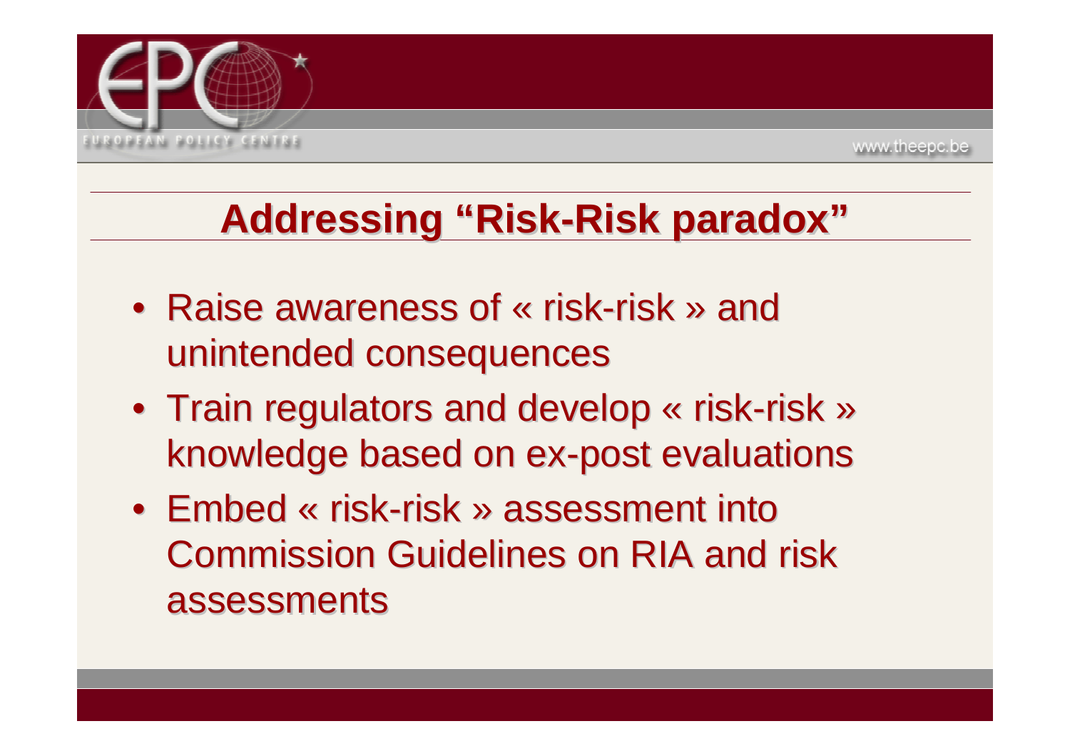# Addressing "Risk-Risk paradox"

- Raise awareness of « risk-risk » and unintended consequences
- Train regulators and develop « risk-risk » knowledge based on ex-post evaluations
- Embed « risk-risk » assessment into Commission Guidelines on RIA and risk assessments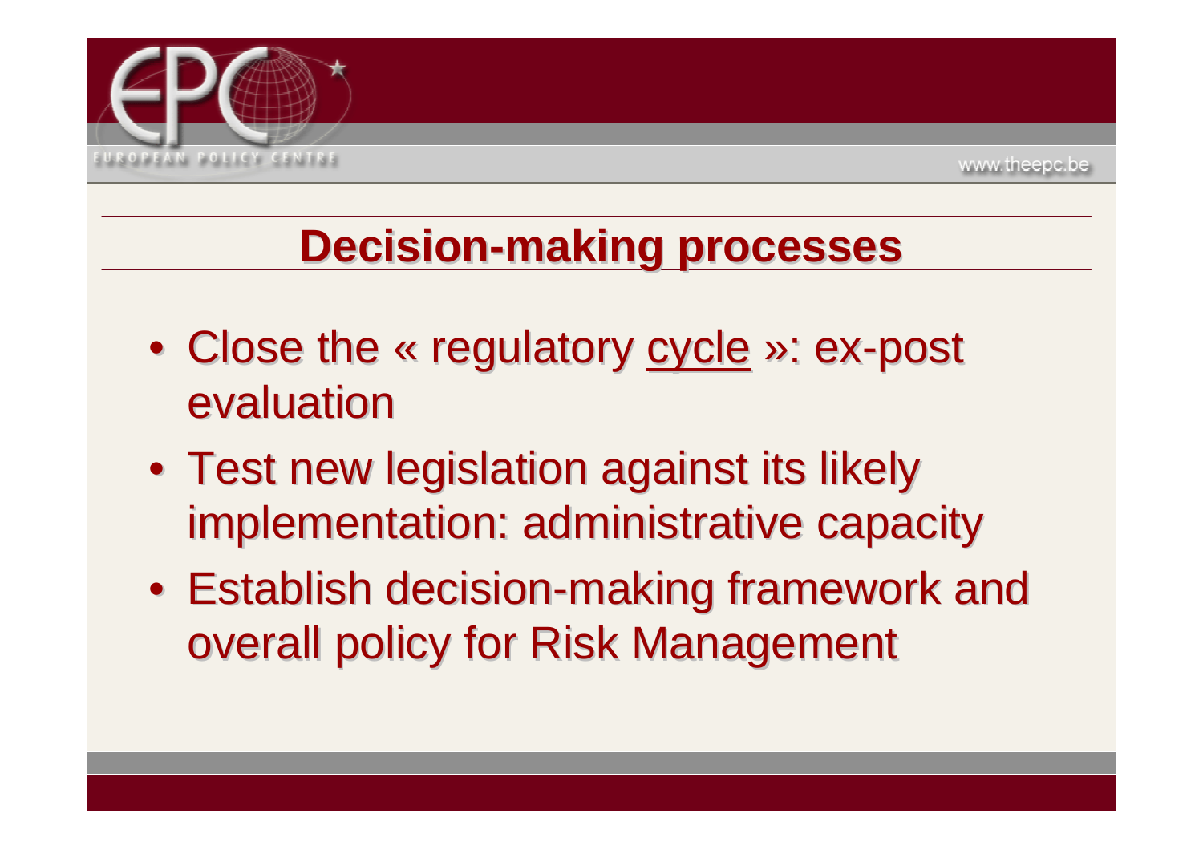# Decision-making processes

- Close the « regulatory cycle »: ex-post evaluation
- Test new legislation against its likely implementation: administrative capacity
- Establish decision-making framework and overall policy for Risk Management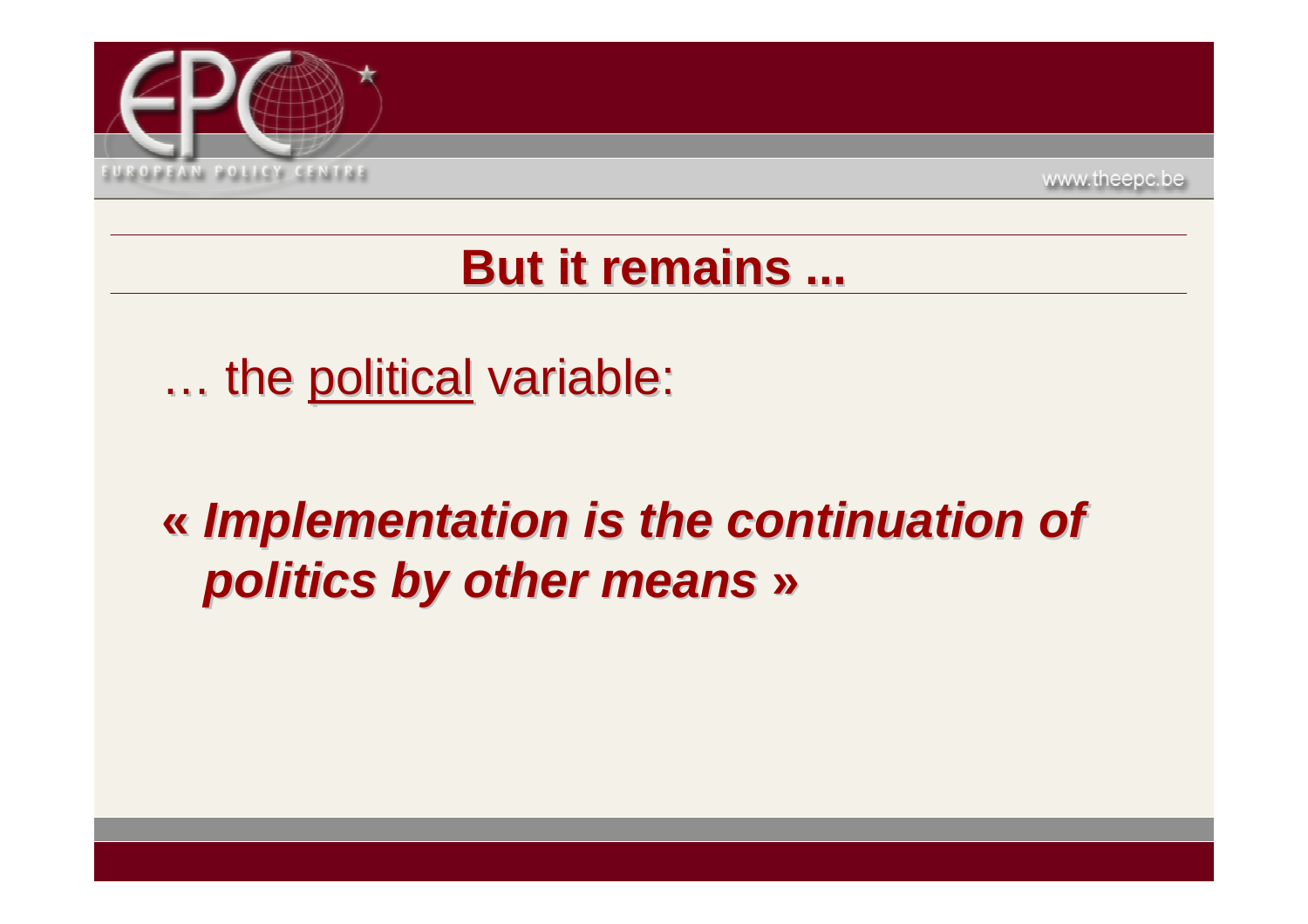## But it remains ...

… the <u>political</u> variable:

***« Implementation is the continuation of politics by other means »***